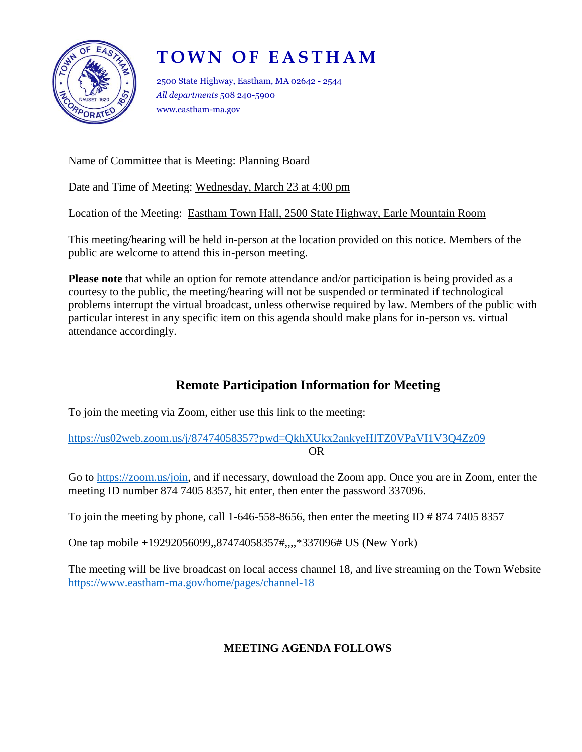# TOWN OF EASTHAM

2500 State Highway, Eastham, MA 02642 - 2544
*All departments* 508 240-5900
www.eastham-ma.gov

Name of Committee that is Meeting: Planning Board

Date and Time of Meeting: Wednesday, March 23 at 4:00 pm

Location of the Meeting: Eastham Town Hall, 2500 State Highway, Earle Mountain Room

This meeting/hearing will be held in-person at the location provided on this notice. Members of the public are welcome to attend this in-person meeting.

**Please note** that while an option for remote attendance and/or participation is being provided as a courtesy to the public, the meeting/hearing will not be suspended or terminated if technological problems interrupt the virtual broadcast, unless otherwise required by law. Members of the public with particular interest in any specific item on this agenda should make plans for in-person vs. virtual attendance accordingly.

## Remote Participation Information for Meeting

To join the meeting via Zoom, either use this link to the meeting:

https://us02web.zoom.us/j/87474058357?pwd=QkhXUkx2ankyeHlTZ0VPaVI1V3Q4Zz09

OR

Go to https://zoom.us/join, and if necessary, download the Zoom app. Once you are in Zoom, enter the meeting ID number 874 7405 8357, hit enter, then enter the password 337096.

To join the meeting by phone, call 1-646-558-8656, then enter the meeting ID # 874 7405 8357

One tap mobile +19292056099,,87474058357#,,,,*337096# US (New York)

The meeting will be live broadcast on local access channel 18, and live streaming on the Town Website https://www.eastham-ma.gov/home/pages/channel-18

**MEETING AGENDA FOLLOWS**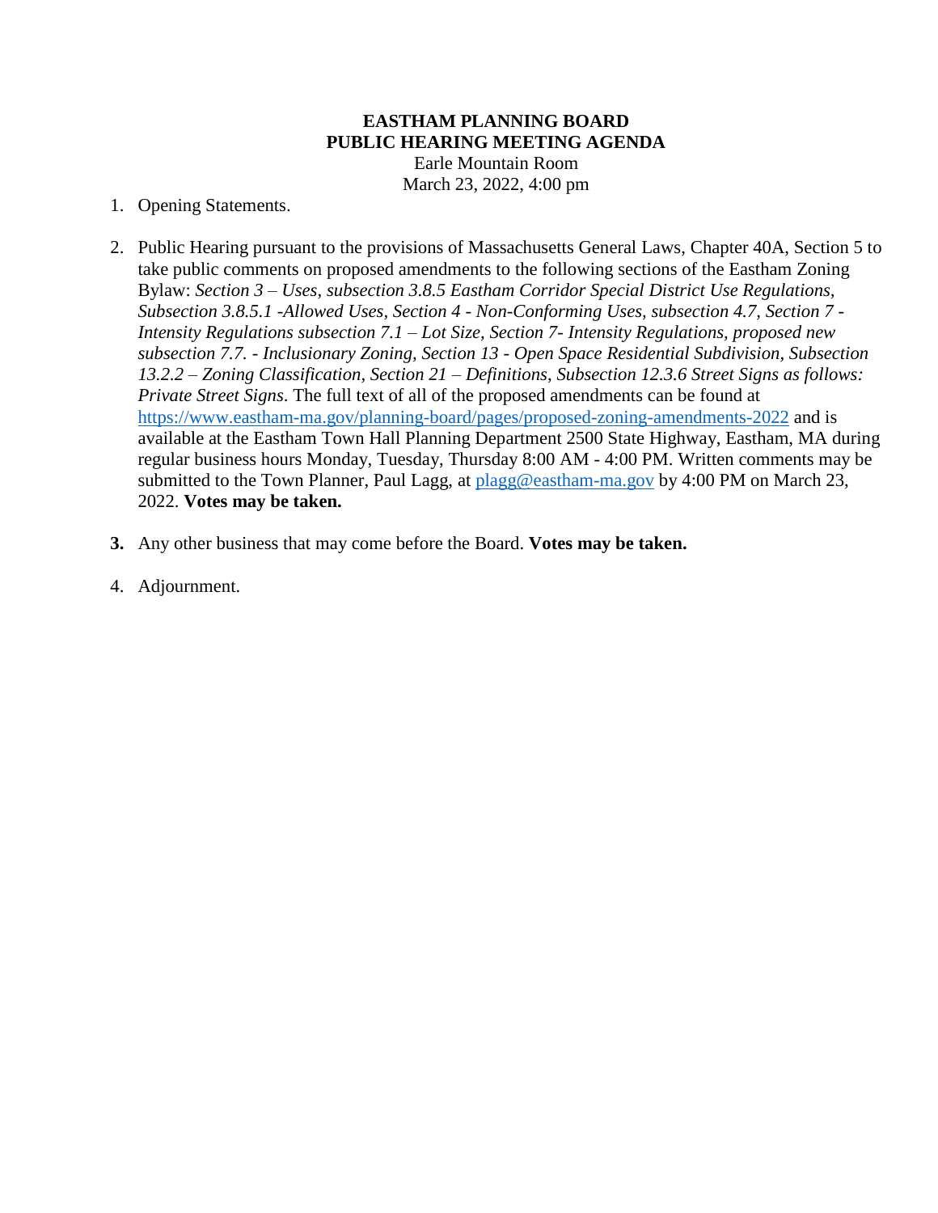**EASTHAM PLANNING BOARD**
**PUBLIC HEARING MEETING AGENDA**
Earle Mountain Room
March 23, 2022, 4:00 pm

1. Opening Statements.

2. Public Hearing pursuant to the provisions of Massachusetts General Laws, Chapter 40A, Section 5 to take public comments on proposed amendments to the following sections of the Eastham Zoning Bylaw: *Section 3 – Uses, subsection 3.8.5 Eastham Corridor Special District Use Regulations, Subsection 3.8.5.1 -Allowed Uses, Section 4 - Non-Conforming Uses, subsection 4.7, Section 7 - Intensity Regulations subsection 7.1 – Lot Size, Section 7- Intensity Regulations, proposed new subsection 7.7. - Inclusionary Zoning, Section 13 - Open Space Residential Subdivision, Subsection 13.2.2 – Zoning Classification, Section 21 – Definitions, Subsection 12.3.6 Street Signs as follows: Private Street Signs*. The full text of all of the proposed amendments can be found at https://www.eastham-ma.gov/planning-board/pages/proposed-zoning-amendments-2022 and is available at the Eastham Town Hall Planning Department 2500 State Highway, Eastham, MA during regular business hours Monday, Tuesday, Thursday 8:00 AM - 4:00 PM. Written comments may be submitted to the Town Planner, Paul Lagg, at plagg@eastham-ma.gov by 4:00 PM on March 23, 2022. **Votes may be taken.**

3. Any other business that may come before the Board. **Votes may be taken.**

4. Adjournment.